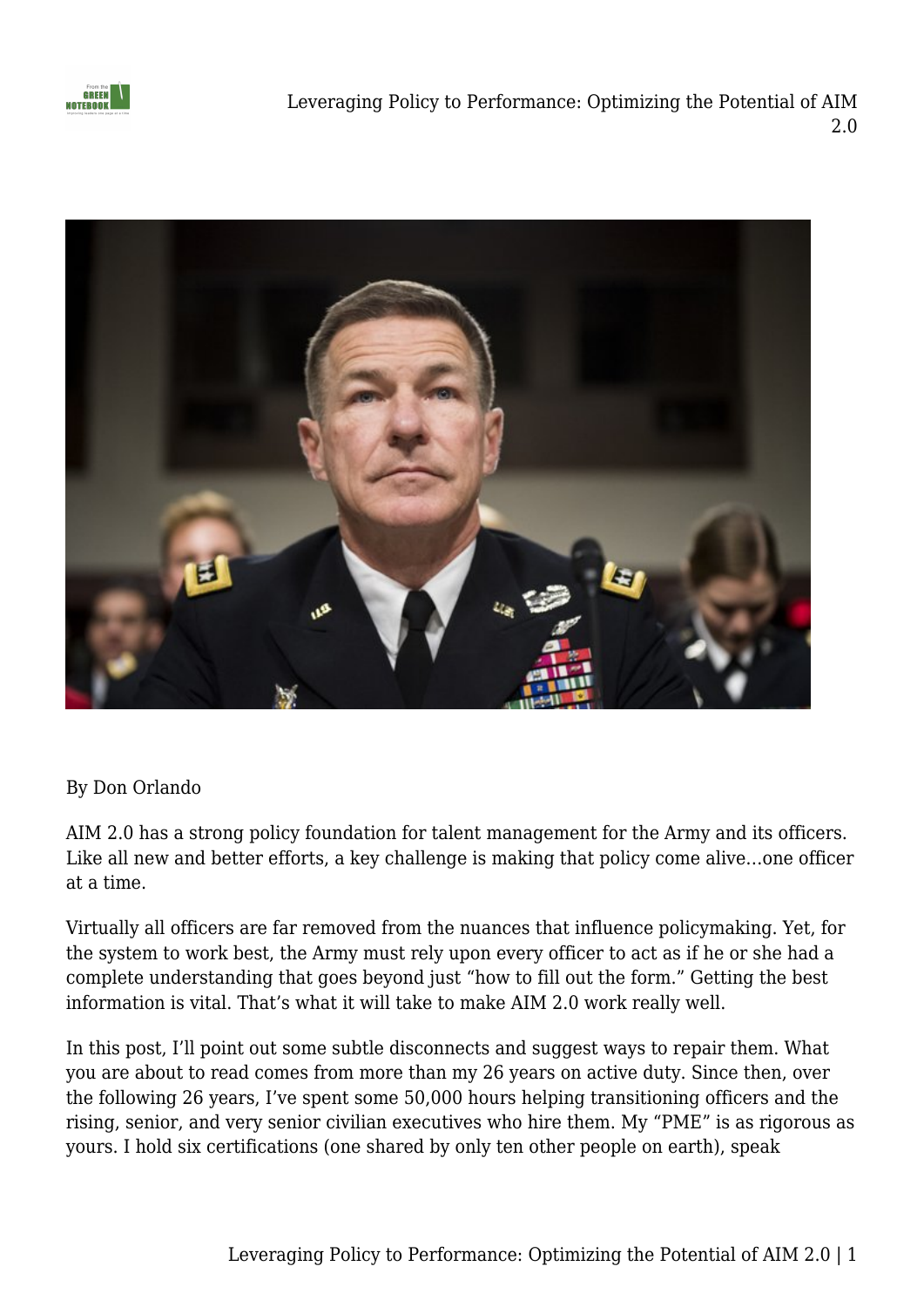By Don Orlando

AIM 2.0 has a strong policy foundation for talent management for the Army and its officers. Like all new and better efforts, a key challenge is making that policy come alive…one officer at a time.

Virtually all officers are far removed from the nuances that influence policymaking. Yet, for the system to work best, the Army must rely upon every officer to act as if he or she had a complete understanding that goes beyond just "how to fill out the form." Getting the best information is vital. That's what it will take to make AIM 2.0 work really well.

In this post, I'll point out some subtle disconnects and suggest ways to repair them. What you are about to read comes from more than my 26 years on active duty. Since then, over the following 26 years, I've spent some 50,000 hours helping transitioning officers and the rising, senior, and very senior civilian executives who hire them. My "PME" is as rigorous as yours. I hold six certifications (one shared by only ten other people on earth), speak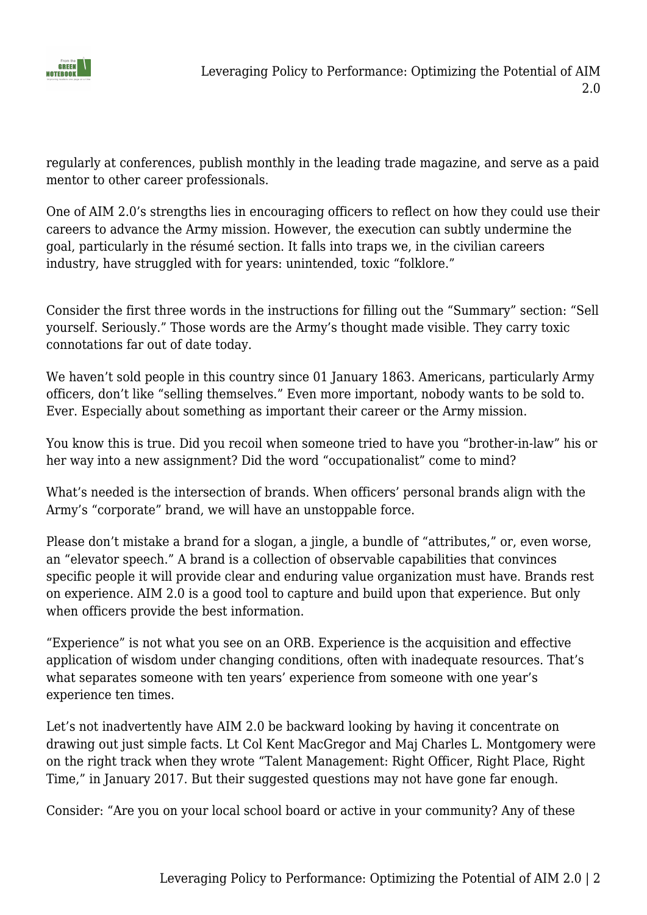regularly at conferences, publish monthly in the leading trade magazine, and serve as a paid mentor to other career professionals.

One of AIM 2.0's strengths lies in encouraging officers to reflect on how they could use their careers to advance the Army mission. However, the execution can subtly undermine the goal, particularly in the résumé section. It falls into traps we, in the civilian careers industry, have struggled with for years: unintended, toxic "folklore."

Consider the first three words in the instructions for filling out the "Summary" section: "Sell yourself. Seriously." Those words are the Army's thought made visible. They carry toxic connotations far out of date today.

We haven't sold people in this country since 01 January 1863. Americans, particularly Army officers, don't like "selling themselves." Even more important, nobody wants to be sold to. Ever. Especially about something as important their career or the Army mission.

You know this is true. Did you recoil when someone tried to have you "brother-in-law" his or her way into a new assignment? Did the word "occupationalist" come to mind?

What's needed is the intersection of brands. When officers' personal brands align with the Army's "corporate" brand, we will have an unstoppable force.

Please don't mistake a brand for a slogan, a jingle, a bundle of "attributes," or, even worse, an "elevator speech." A brand is a collection of observable capabilities that convinces specific people it will provide clear and enduring value organization must have. Brands rest on experience. AIM 2.0 is a good tool to capture and build upon that experience. But only when officers provide the best information.

"Experience" is not what you see on an ORB. Experience is the acquisition and effective application of wisdom under changing conditions, often with inadequate resources. That's what separates someone with ten years' experience from someone with one year's experience ten times.

Let's not inadvertently have AIM 2.0 be backward looking by having it concentrate on drawing out just simple facts. Lt Col Kent MacGregor and Maj Charles L. Montgomery were on the right track when they wrote "Talent Management: Right Officer, Right Place, Right Time," in January 2017. But their suggested questions may not have gone far enough.

Consider: "Are you on your local school board or active in your community? Any of these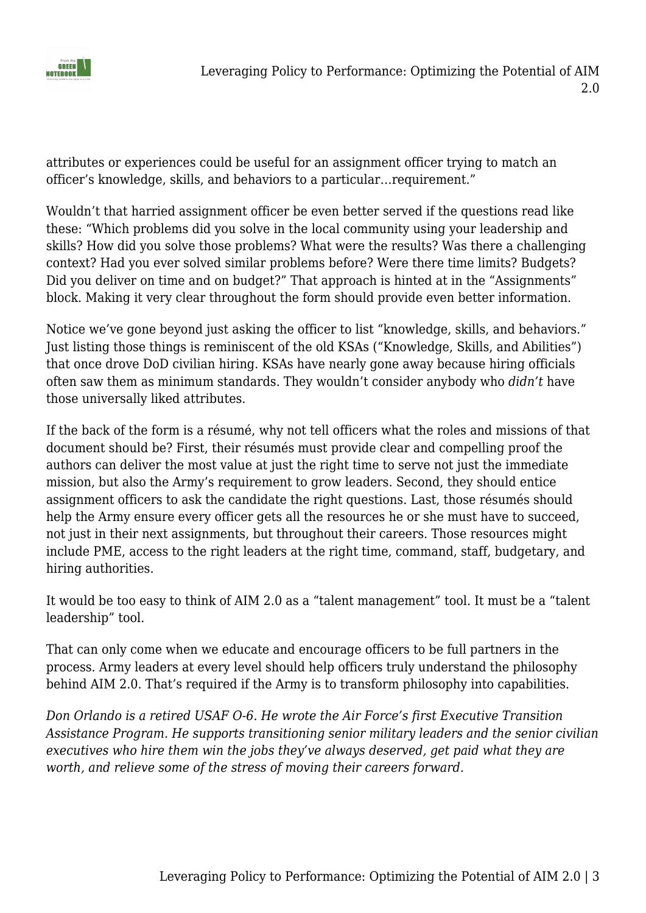attributes or experiences could be useful for an assignment officer trying to match an officer's knowledge, skills, and behaviors to a particular…requirement."

Wouldn't that harried assignment officer be even better served if the questions read like these: "Which problems did you solve in the local community using your leadership and skills? How did you solve those problems? What were the results? Was there a challenging context? Had you ever solved similar problems before? Were there time limits? Budgets? Did you deliver on time and on budget?" That approach is hinted at in the "Assignments" block. Making it very clear throughout the form should provide even better information.

Notice we've gone beyond just asking the officer to list "knowledge, skills, and behaviors." Just listing those things is reminiscent of the old KSAs ("Knowledge, Skills, and Abilities") that once drove DoD civilian hiring. KSAs have nearly gone away because hiring officials often saw them as minimum standards. They wouldn't consider anybody who *didn't* have those universally liked attributes.

If the back of the form is a résumé, why not tell officers what the roles and missions of that document should be? First, their résumés must provide clear and compelling proof the authors can deliver the most value at just the right time to serve not just the immediate mission, but also the Army's requirement to grow leaders. Second, they should entice assignment officers to ask the candidate the right questions. Last, those résumés should help the Army ensure every officer gets all the resources he or she must have to succeed, not just in their next assignments, but throughout their careers. Those resources might include PME, access to the right leaders at the right time, command, staff, budgetary, and hiring authorities.

It would be too easy to think of AIM 2.0 as a "talent management" tool. It must be a "talent leadership" tool.

That can only come when we educate and encourage officers to be full partners in the process. Army leaders at every level should help officers truly understand the philosophy behind AIM 2.0. That's required if the Army is to transform philosophy into capabilities.

*Don Orlando is a retired USAF O-6. He wrote the Air Force's first Executive Transition Assistance Program. He supports transitioning senior military leaders and the senior civilian executives who hire them win the jobs they've always deserved, get paid what they are worth, and relieve some of the stress of moving their careers forward.*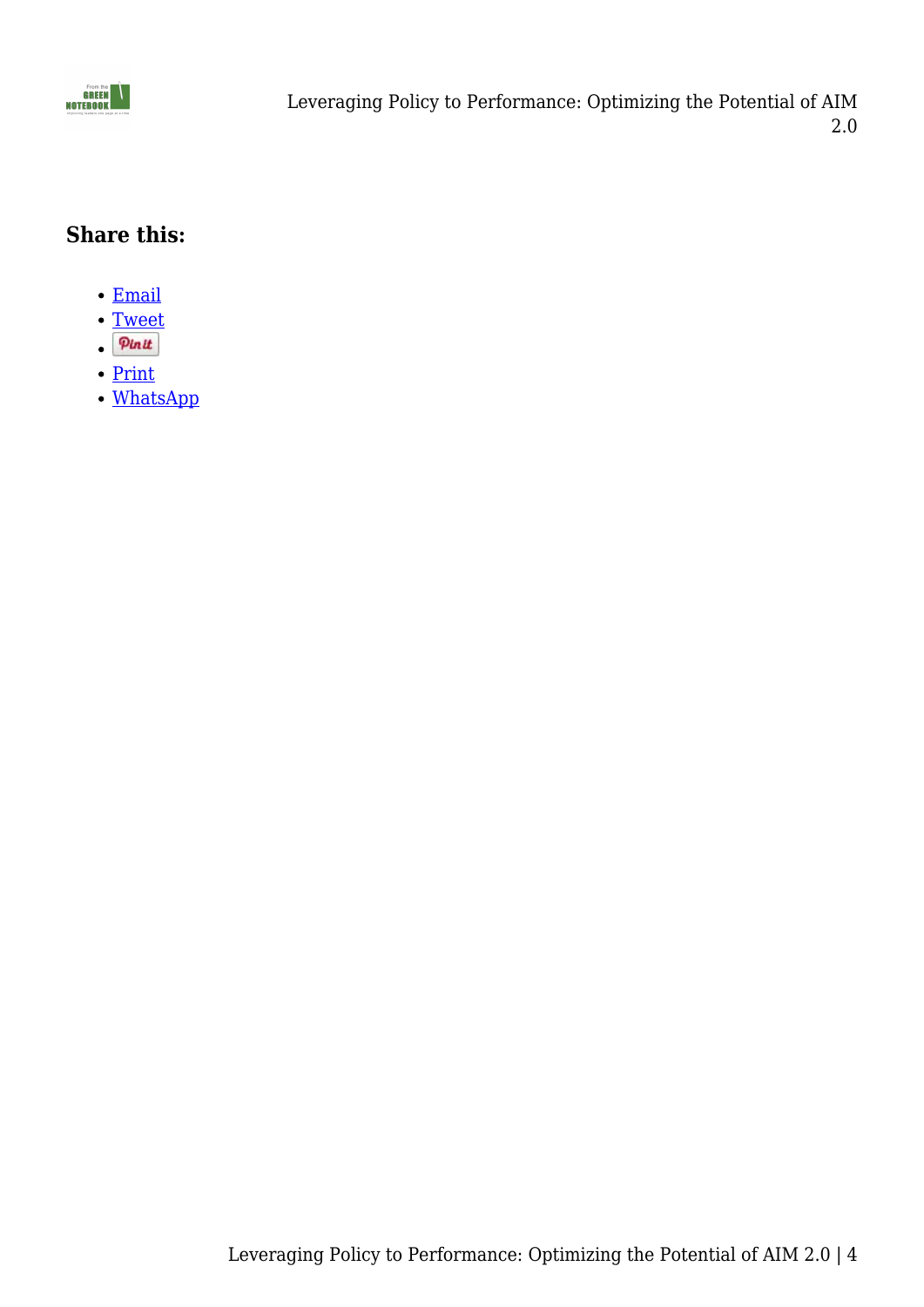## Share this:

- Email
- Tweet
- Pin it
- Print
- WhatsApp